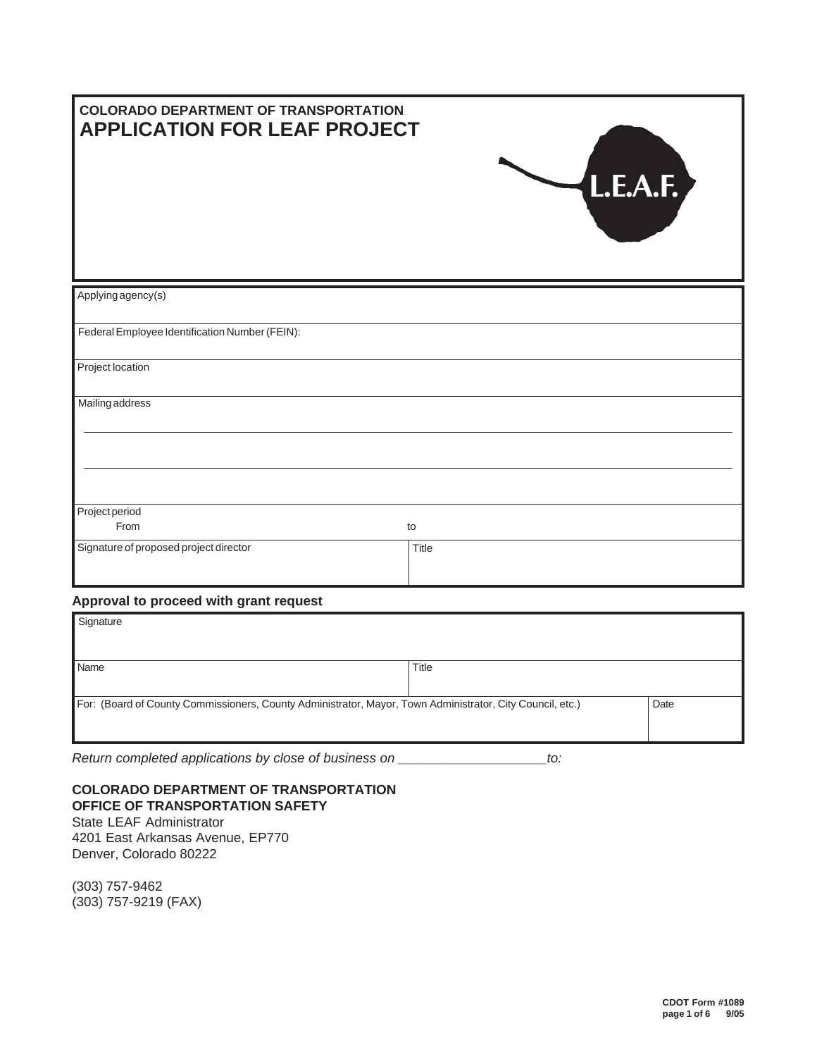**COLORADO DEPARTMENT OF TRANSPORTATION**

# APPLICATION FOR LEAF PROJECT

L.E.A.F.

| Applying agency(s) | |
|---|---|
| Federal Employee Identification Number (FEIN): | |
| Project location | |
| Mailing address | |
| Project period<br>From | to |
| Signature of proposed project director | Title |

**Approval to proceed with grant request**

| Signature | |
|---|---|
| Name | Title |
| For: (Board of County Commissioners, County Administrator, Mayor, Town Administrator, City Council, etc.) | Date |

*Return completed applications by close of business on ___________________to:*

**COLORADO DEPARTMENT OF TRANSPORTATION**
**OFFICE OF TRANSPORTATION SAFETY**
State LEAF Administrator
4201 East Arkansas Avenue, EP770
Denver, Colorado 80222

(303) 757-9462
(303) 757-9219 (FAX)

**CDOT Form #1089**
**9/05**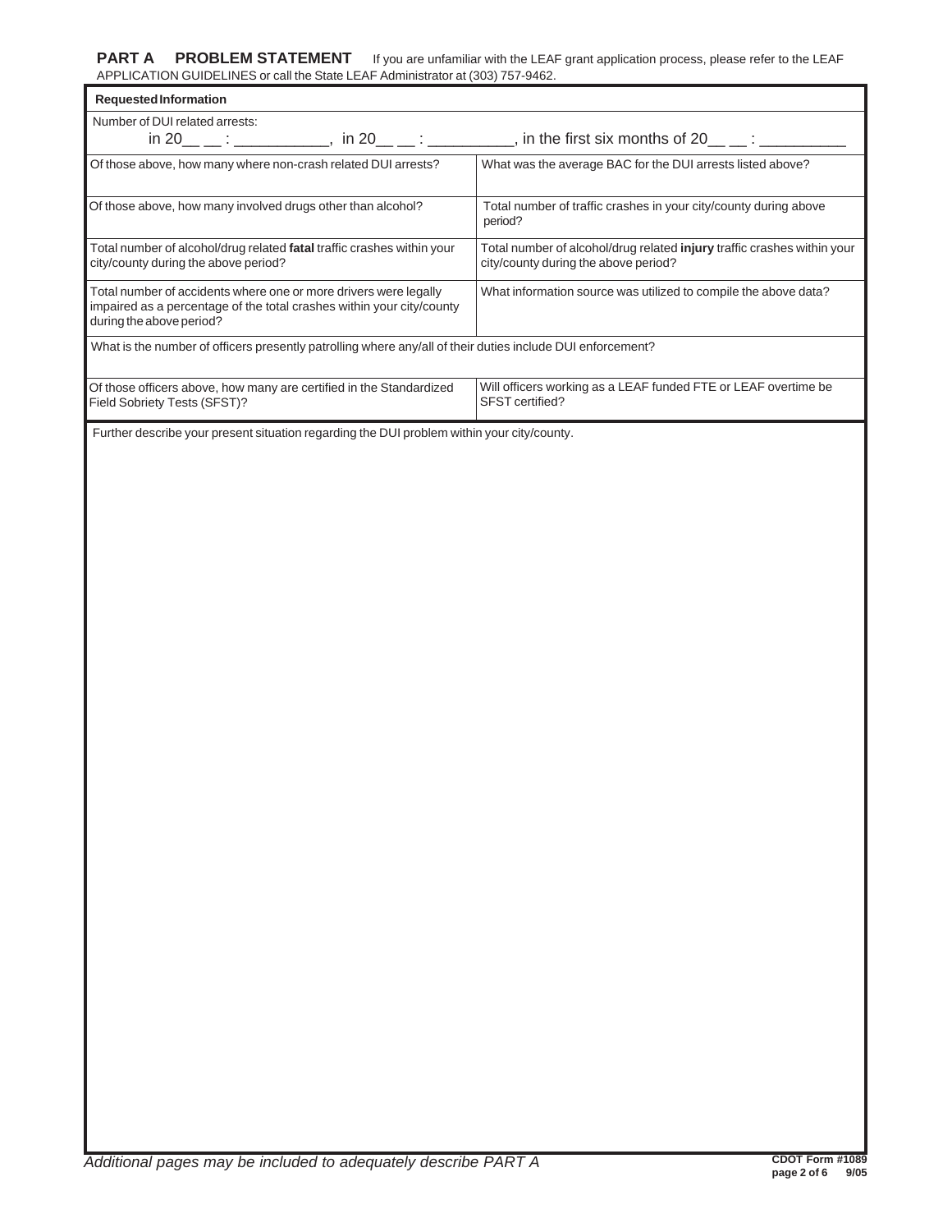## PART A PROBLEM STATEMENT

If you are unfamiliar with the LEAF grant application process, please refer to the LEAF APPLICATION GUIDELINES or call the State LEAF Administrator at (303) 757-9462.

| **Requested Information** | |
|---|---|
| Number of DUI related arrests: in 20__ __ : ___________, in 20__ __ : __________, in the first six months of 20__ __ : __________ | |
| Of those above, how many where non-crash related DUI arrests? | What was the average BAC for the DUI arrests listed above? |
| Of those above, how many involved drugs other than alcohol? | Total number of traffic crashes in your city/county during above period? |
| Total number of alcohol/drug related **fatal** traffic crashes within your city/county during the above period? | Total number of alcohol/drug related **injury** traffic crashes within your city/county during the above period? |
| Total number of accidents where one or more drivers were legally impaired as a percentage of the total crashes within your city/county during the above period? | What information source was utilized to compile the above data? |
| What is the number of officers presently patrolling where any/all of their duties include DUI enforcement? | |
| Of those officers above, how many are certified in the Standardized Field Sobriety Tests (SFST)? | Will officers working as a LEAF funded FTE or LEAF overtime be SFST certified? |

Further describe your present situation regarding the DUI problem within your city/county.

*Additional pages may be included to adequately describe PART A*

**CDOT Form #1089**
**9/05**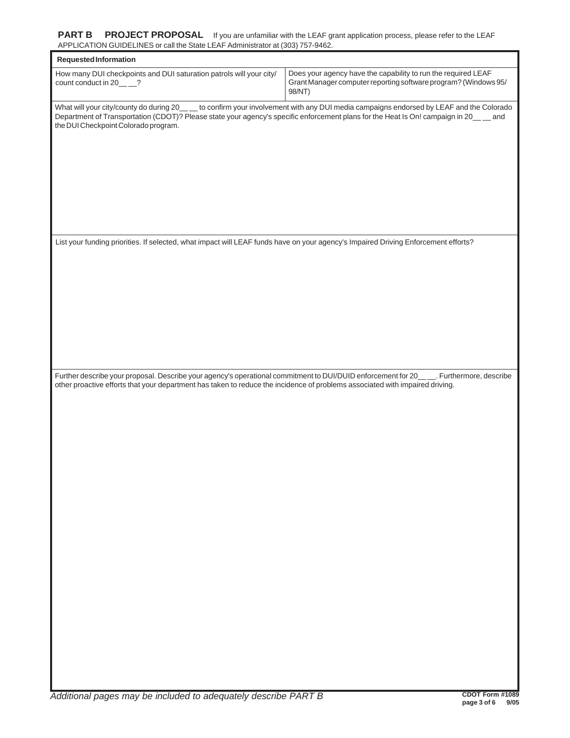**PART B PROJECT PROPOSAL** If you are unfamiliar with the LEAF grant application process, please refer to the LEAF APPLICATION GUIDELINES or call the State LEAF Administrator at (303) 757-9462.

| **Requested Information** | |
|---|---|
| How many DUI checkpoints and DUI saturation patrols will your city/ county conduct in 20__ __? | Does your agency have the capability to run the required LEAF Grant Manager computer reporting software program? (Windows 95/ 98/NT) |

What will your city/county do during 20__ __ to confirm your involvement with any DUI media campaigns endorsed by LEAF and the Colorado Department of Transportation (CDOT)? Please state your agency's specific enforcement plans for the Heat Is On! campaign in 20__ __ and the DUI Checkpoint Colorado program.

List your funding priorities. If selected, what impact will LEAF funds have on your agency's Impaired Driving Enforcement efforts?

Further describe your proposal. Describe your agency's operational commitment to DUI/DUID enforcement for 20__ __. Furthermore, describe other proactive efforts that your department has taken to reduce the incidence of problems associated with impaired driving.

*Additional pages may be included to adequately describe PART B*

**CDOT Form #1089**
**9/05**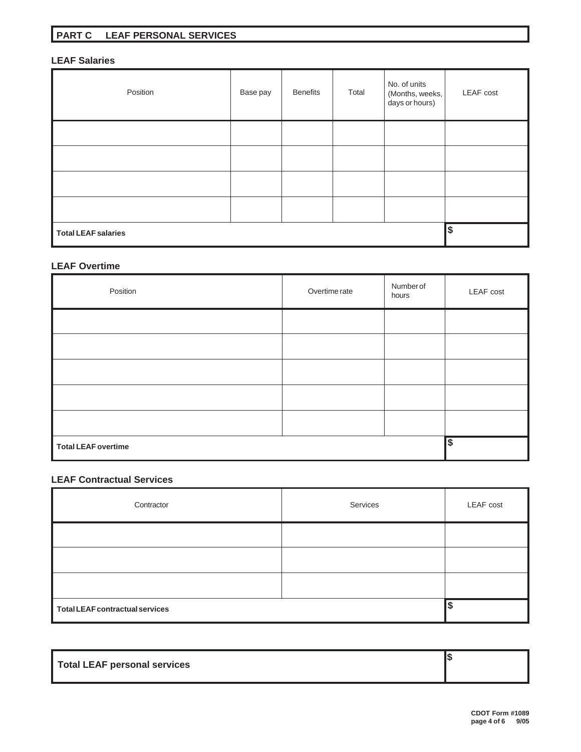## PART C LEAF PERSONAL SERVICES

### LEAF Salaries

| Position | Base pay | Benefits | Total | No. of units (Months, weeks, days or hours) | LEAF cost |
|---|---|---|---|---|---|
| | | | | | |
| | | | | | |
| | | | | | |
| | | | | | |
| **Total LEAF salaries** | | | | | $ |

### LEAF Overtime

| Position | Overtime rate | Number of hours | LEAF cost |
|---|---|---|---|
| | | | |
| | | | |
| | | | |
| | | | |
| | | | |
| **Total LEAF overtime** | | | $ |

### LEAF Contractual Services

| Contractor | Services | LEAF cost |
|---|---|---|
| | | |
| | | |
| | | |
| **Total LEAF contractual services** | | $ |

| **Total LEAF personal services** | $ |
|---|---|

CDOT Form #1089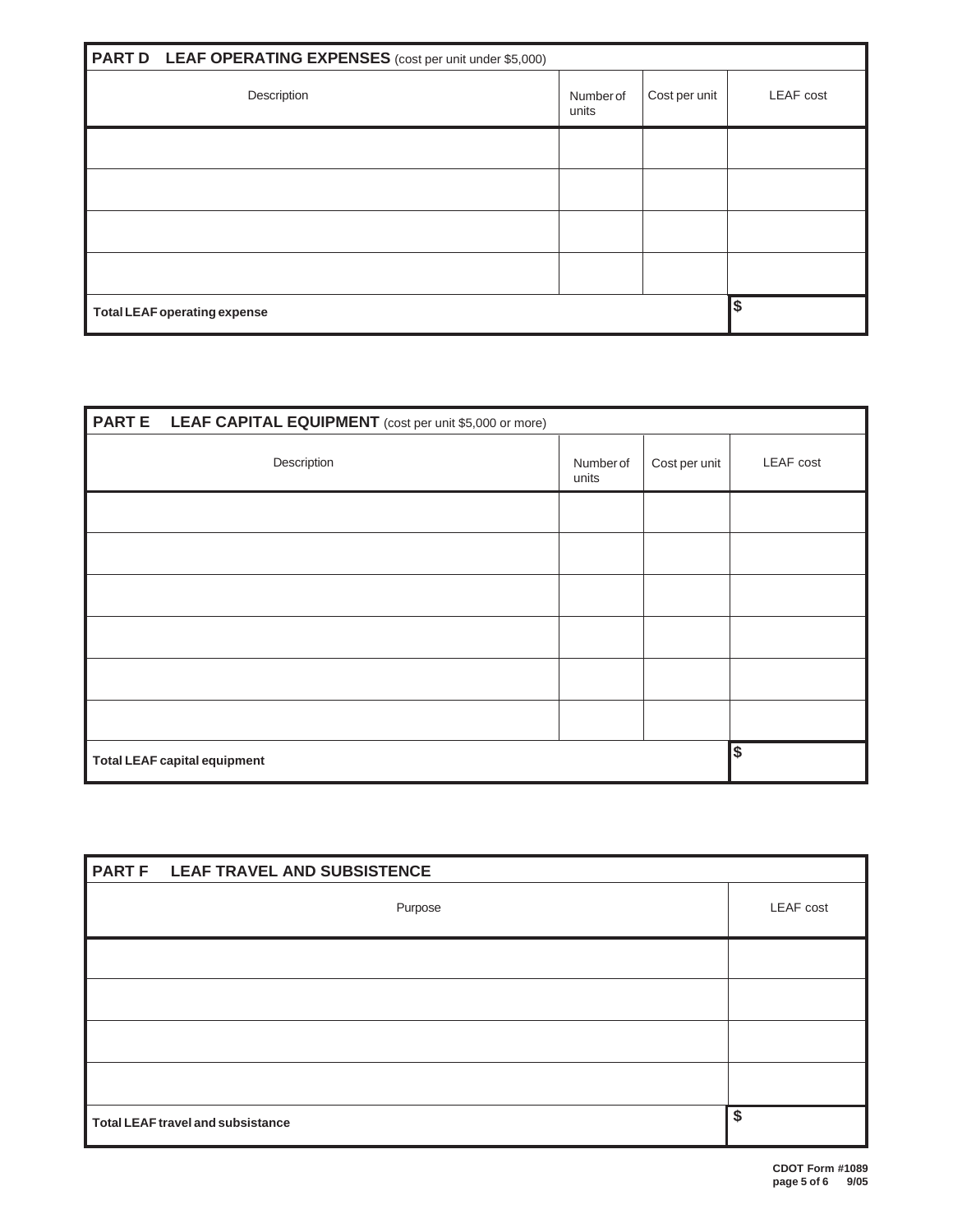| PART D LEAF OPERATING EXPENSES (cost per unit under $5,000) | | | |
|---|---|---|---|
| Description | Number of units | Cost per unit | LEAF cost |
| | | | |
| | | | |
| | | | |
| | | | |
| **Total LEAF operating expense** | | | $ |

| PART E LEAF CAPITAL EQUIPMENT (cost per unit $5,000 or more) | | | |
|---|---|---|---|
| Description | Number of units | Cost per unit | LEAF cost |
| | | | |
| | | | |
| | | | |
| | | | |
| | | | |
| | | | |
| **Total LEAF capital equipment** | | | $ |

| PART F LEAF TRAVEL AND SUBSISTENCE | |
|---|---|
| Purpose | LEAF cost |
| | |
| | |
| | |
| | |
| **Total LEAF travel and subsistance** | $ |

**CDOT Form #1089**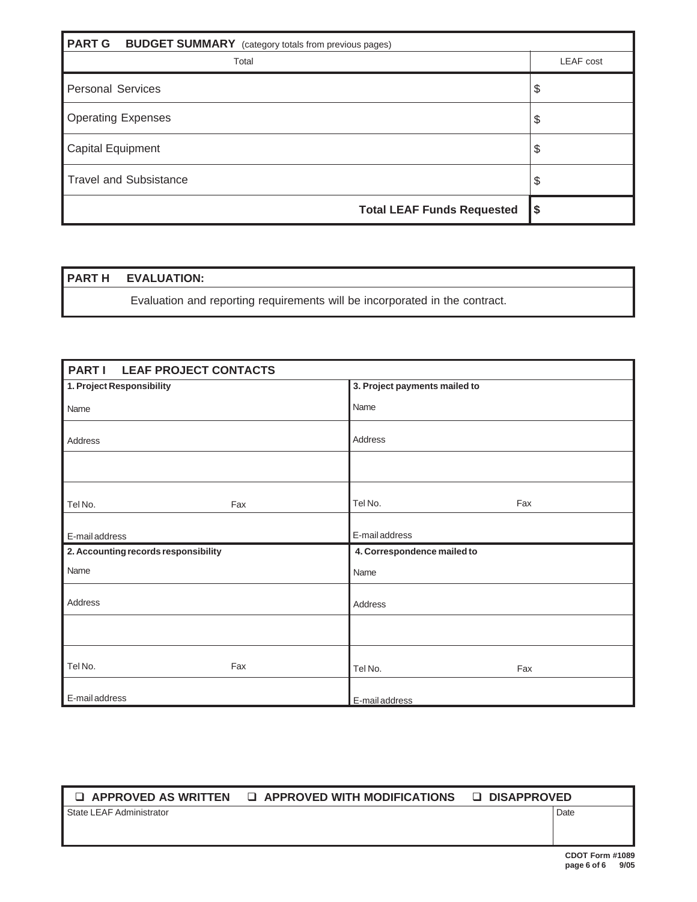## PART G BUDGET SUMMARY (category totals from previous pages)

| Total | LEAF cost |
|---|---|
| Personal Services | $ |
| Operating Expenses | $ |
| Capital Equipment | $ |
| Travel and Subsistance | $ |
| **Total LEAF Funds Requested** | **$** |

## PART H EVALUATION:

Evaluation and reporting requirements will be incorporated in the contract.

## PART I LEAF PROJECT CONTACTS

| **1. Project Responsibility** | | **3. Project payments mailed to** | |
|---|---|---|---|
| Name | | Name | |
| Address | | Address | |
| | | | |
| Tel No. | Fax | Tel No. | Fax |
| E-mail address | | E-mail address | |
| **2. Accounting records responsibility** | | **4. Correspondence mailed to** | |
| Name | | Name | |
| Address | | Address | |
| | | | |
| Tel No. | Fax | Tel No. | Fax |
| E-mail address | | E-mail address | |

| ❑ **APPROVED AS WRITTEN** ❑ **APPROVED WITH MODIFICATIONS** ❑ **DISAPPROVED** | |
|---|---|
| State LEAF Administrator | Date |

**CDOT Form #1089**
**9/05**